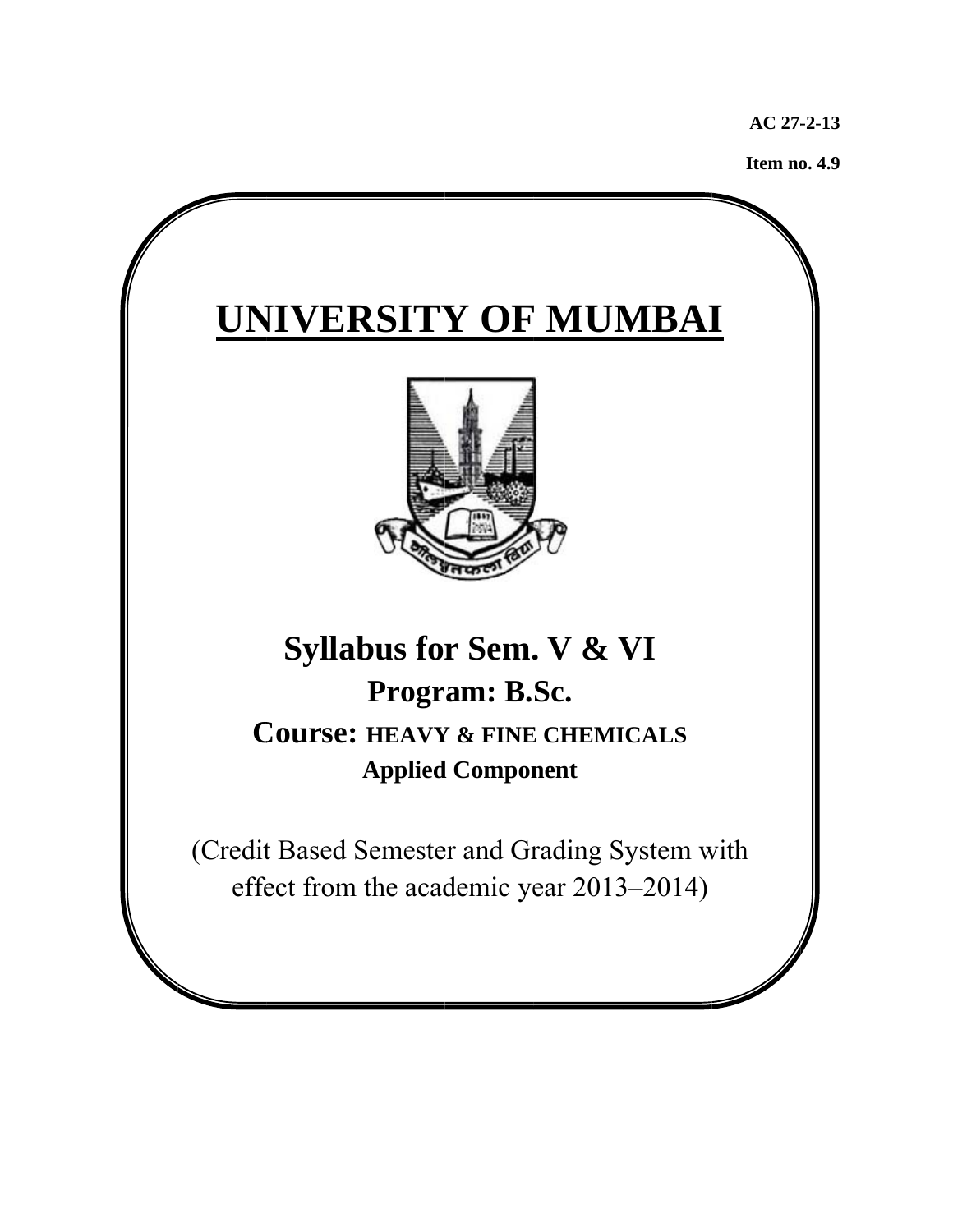**AC 27-2-13**

**Item no. 4.9**

# UNIVERSITY OF MUMBAI

## Syllabus for Sem. V & VI

### Program: B.Sc.

### Course: HEAVY & FINE CHEMICALS

**Applied Component**

(Credit Based Semester and Grading System with effect from the academic year 2013–2014)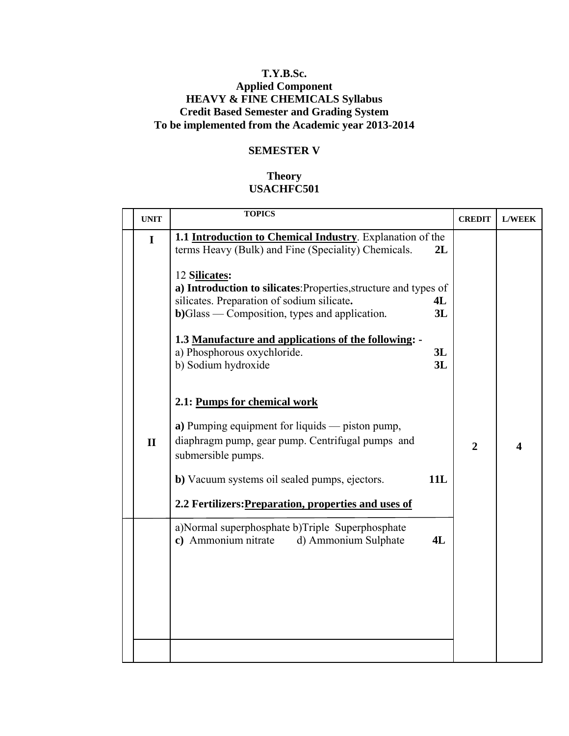**T.Y.B.Sc.**
**Applied Component**
**HEAVY & FINE CHEMICALS Syllabus**
**Credit Based Semester and Grading System**
**To be implemented from the Academic year 2013-2014**

## SEMESTER V

### Theory
### USACHFC501

| UNIT | TOPICS | CREDIT | L/WEEK |
|---|---|---|---|
| I | **1.1 Introduction to Chemical Industry**. Explanation of the terms Heavy (Bulk) and Fine (Speciality) Chemicals. **2L**<br><br>12 **Silicates:**<br>**a) Introduction to silicates**:Properties,structure and types of silicates. Preparation of sodium silicate**.** **4L**<br>**b)**Glass — Composition, types and application. **3L**<br><br>**1.3 Manufacture and applications of the following: -**<br>a) Phosphorous oxychloride. **3L**<br>b) Sodium hydroxide **3L** | 2 | 4 |
| II | **2.1: Pumps for chemical work**<br><br>**a)** Pumping equipment for liquids — piston pump, diaphragm pump, gear pump. Centrifugal pumps and submersible pumps.<br><br>**b)** Vacuum systems oil sealed pumps, ejectors. **11L**<br><br>**2.2 Fertilizers:Preparation, properties and uses of** | | |
| | a)Normal superphosphate b)Triple Superphosphate<br>**c)** Ammonium nitrate d) Ammonium Sulphate **4L** | | |
| | | | |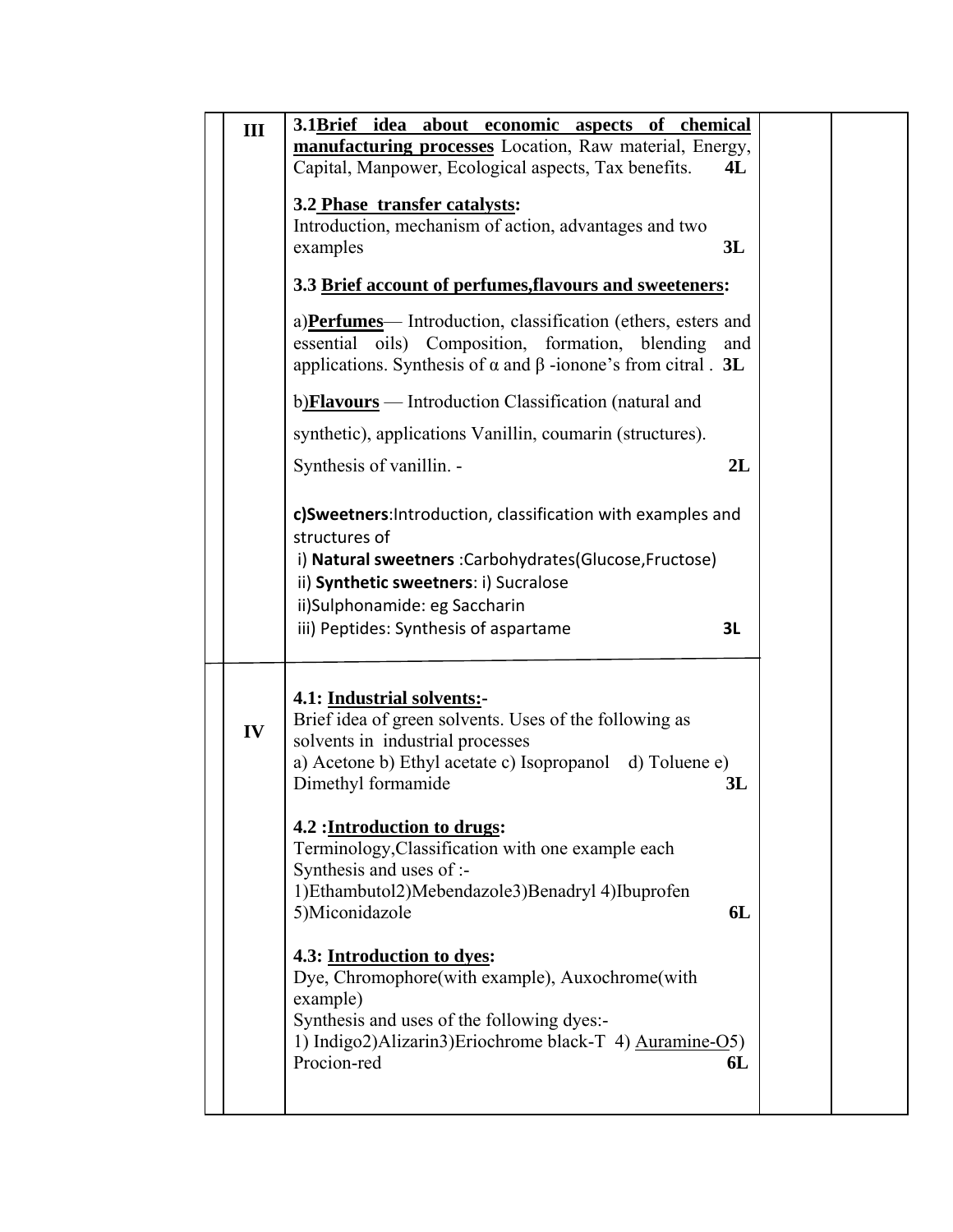| | | | | |
|---|---|---|---|---|
| | III | **3.1 <u>Brief idea about economic aspects of chemical manufacturing processes</u>** Location, Raw material, Energy, Capital, Manpower, Ecological aspects, Tax benefits. **4L**<br><br>**3.2 <u>Phase transfer catalysts</u>:**<br>Introduction, mechanism of action, advantages and two examples **3L**<br><br>**3.3 <u>Brief account of perfumes, flavours and sweeteners</u>:**<br><br>a)**<u>Perfumes</u>**— Introduction, classification (ethers, esters and essential oils) Composition, formation, blending and applications. Synthesis of α and β -ionone's from citral . **3L**<br><br>b)**<u>Flavours</u>** — Introduction Classification (natural and synthetic), applications Vanillin, coumarin (structures). Synthesis of vanillin. - **2L**<br><br>**c)Sweetners**:Introduction, classification with examples and structures of<br>i) **Natural sweetners** :Carbohydrates(Glucose,Fructose)<br>ii) **Synthetic sweetners**: i) Sucralose<br>ii)Sulphonamide: eg Saccharin<br>iii) Peptides: Synthesis of aspartame **3L** | | |
| | IV | **4.1: <u>Industrial solvents:</u>-**<br>Brief idea of green solvents. Uses of the following as solvents in industrial processes<br>a) Acetone b) Ethyl acetate c) Isopropanol d) Toluene e) Dimethyl formamide **3L**<br><br>**4.2 :<u>Introduction to drugs</u>:**<br>Terminology,Classification with one example each<br>Synthesis and uses of :-<br>1)Ethambutol2)Mebendazole3)Benadryl 4)Ibuprofen 5)Miconidazole **6L**<br><br>**4.3: <u>Introduction to dyes</u>:**<br>Dye, Chromophore(with example), Auxochrome(with example)<br>Synthesis and uses of the following dyes:-<br>1) Indigo2)Alizarin3)Eriochrome black-T 4) <u>Auramine-O</u>5) Procion-red **6L** | | |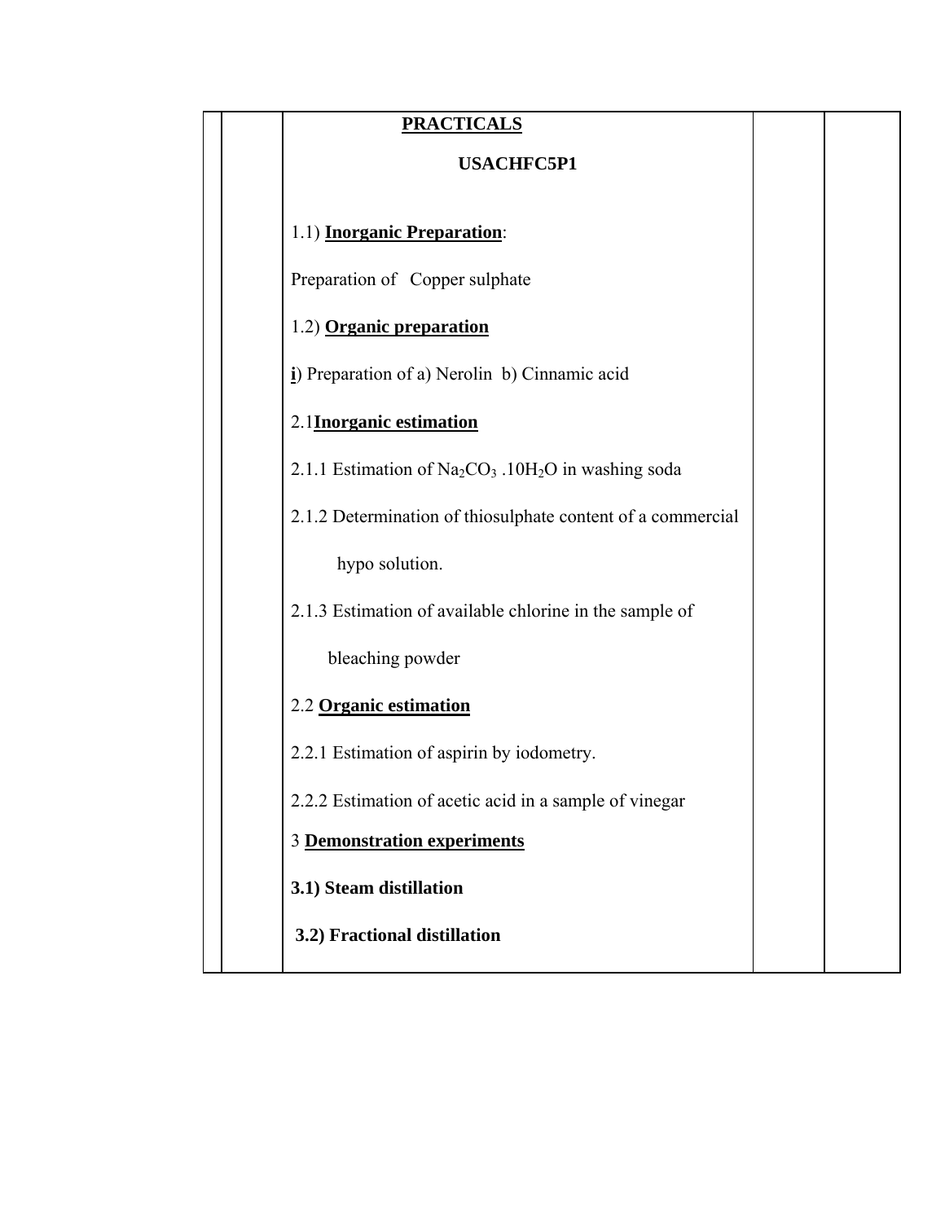| | | **PRACTICALS**<br><br>**USACHFC5P1**<br><br>1.1) **Inorganic Preparation**:<br><br>Preparation of Copper sulphate<br><br>1.2) **Organic preparation**<br><br>**i**) Preparation of a) Nerolin b) Cinnamic acid<br><br>2.1 **Inorganic estimation**<br><br>2.1.1 Estimation of $Na_2CO_3 .10H_2O$ in washing soda<br><br>2.1.2 Determination of thiosulphate content of a commercial hypo solution.<br><br>2.1.3 Estimation of available chlorine in the sample of bleaching powder<br><br>2.2 **Organic estimation**<br><br>2.2.1 Estimation of aspirin by iodometry.<br><br>2.2.2 Estimation of acetic acid in a sample of vinegar<br><br>3 **Demonstration experiments**<br><br>**3.1) Steam distillation**<br><br>**3.2) Fractional distillation** | | |
|---|---|---|---|---|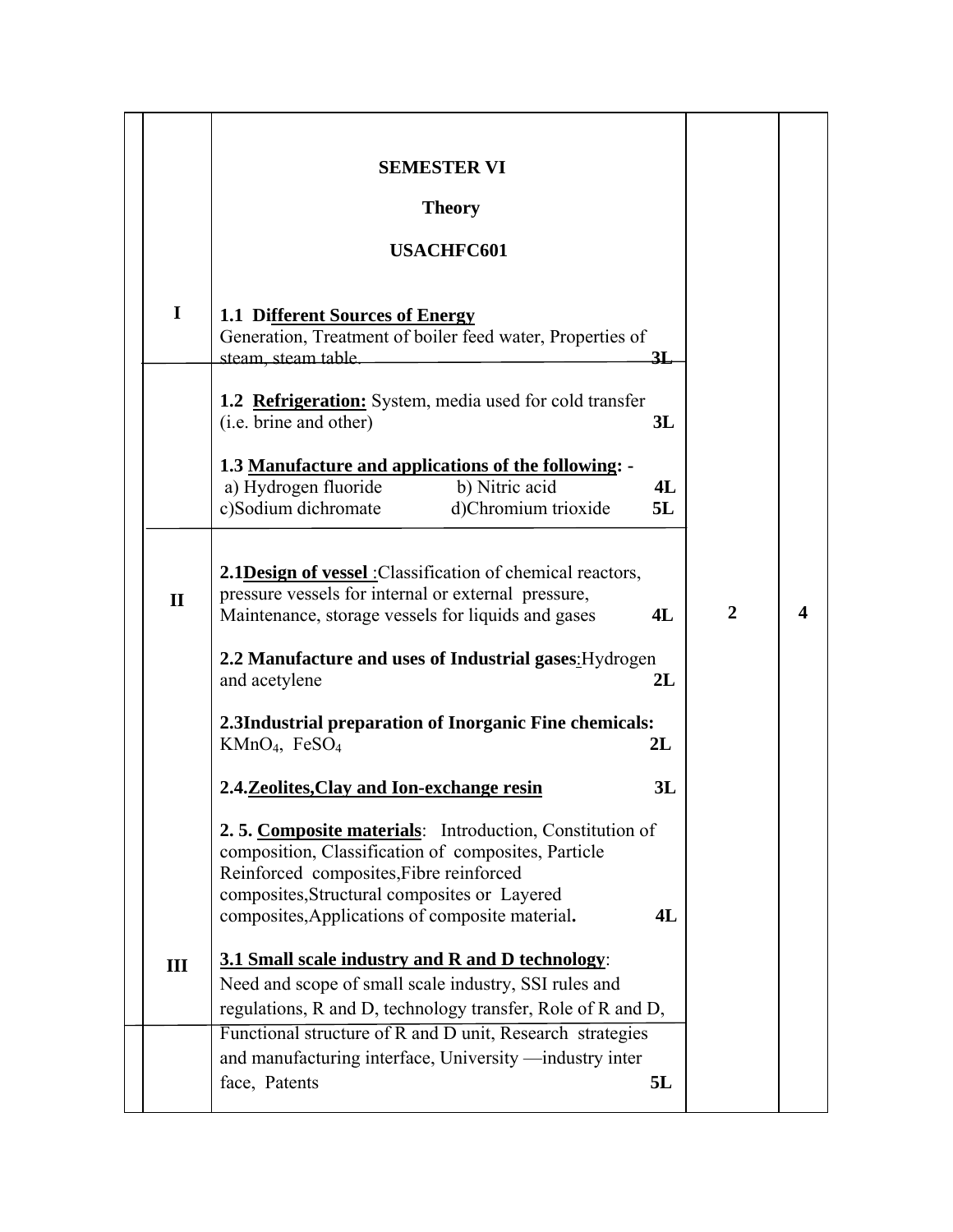|  |  |  |  |
|---|---|---|---|
|  | **SEMESTER VI**<br><br>**Theory**<br><br>**USACHFC601** |  |  |
| **I** | **1.1 Different Sources of Energy**<br>Generation, Treatment of boiler feed water, Properties of steam, steam table. **3L**<br><br>**1.2 Refrigeration:** System, media used for cold transfer (i.e. brine and other) **3L**<br><br>**1.3 Manufacture and applications of the following: -**<br>a) Hydrogen fluoride b) Nitric acid **4L**<br>c)Sodium dichromate d)Chromium trioxide **5L** |  |  |
| **II** | **2.1Design of vessel** :Classification of chemical reactors, pressure vessels for internal or external pressure, Maintenance, storage vessels for liquids and gases **4L**<br><br>**2.2 Manufacture and uses of Industrial gases**:Hydrogen and acetylene **2L**<br><br>**2.3Industrial preparation of Inorganic Fine chemicals:** $KMnO_4$, $FeSO_4$ **2L**<br><br>**2.4.Zeolites,Clay and Ion-exchange resin** **3L**<br><br>**2. 5. Composite materials**: Introduction, Constitution of composition, Classification of composites, Particle Reinforced composites,Fibre reinforced composites,Structural composites or Layered composites,Applications of composite material. **4L** | **2** | **4** |
| **III** | **3.1 Small scale industry and R and D technology**: Need and scope of small scale industry, SSI rules and regulations, R and D, technology transfer, Role of R and D, Functional structure of R and D unit, Research strategies and manufacturing interface, University —industry inter face, Patents **5L** |  |  |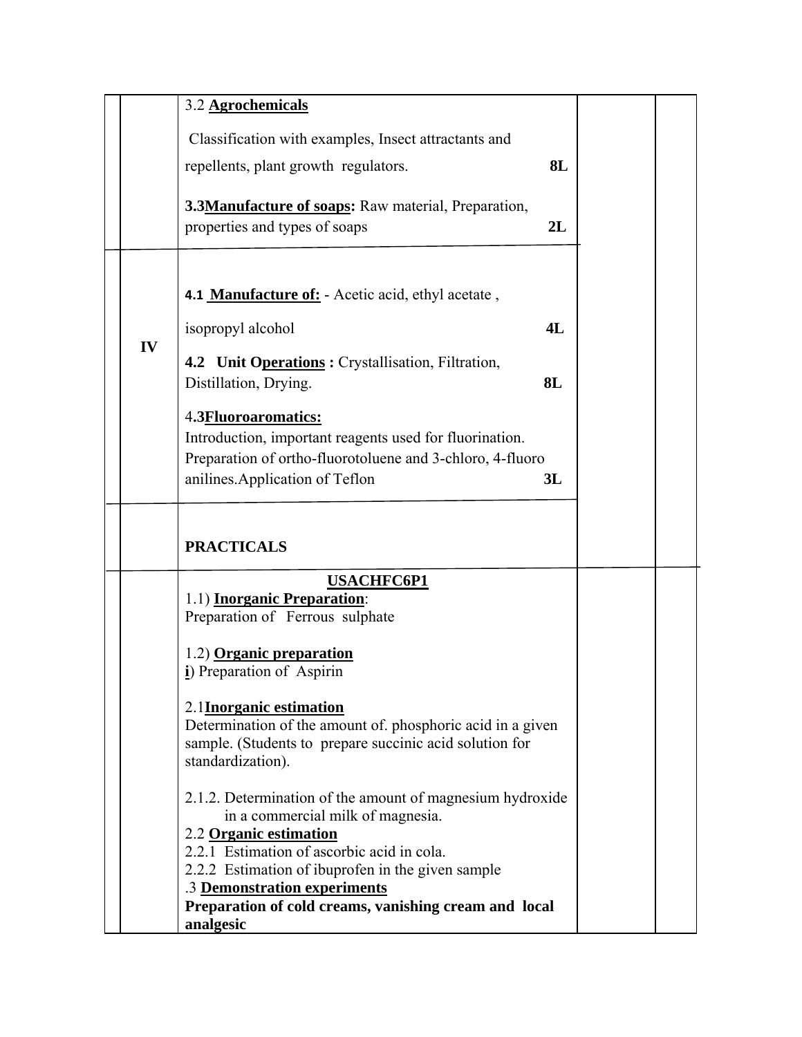| | | | | |
|---|---|---|---|---|
| | | 3.2 **Agrochemicals**<br><br>Classification with examples, Insect attractants and repellents, plant growth regulators. **8L**<br><br>**3.3Manufacture of soaps:** Raw material, Preparation, properties and types of soaps **2L** | | |
| | **IV** | **4.1 Manufacture of:** - Acetic acid, ethyl acetate , isopropyl alcohol **4L**<br><br>**4.2 Unit Operations :** Crystallisation, Filtration, Distillation, Drying. **8L**<br><br>4**.3Fluoroaromatics:**<br>Introduction, important reagents used for fluorination. Preparation of ortho-fluorotoluene and 3-chloro, 4-fluoro anilines.Application of Teflon **3L** | | |
| | | **PRACTICALS** | | |
| | | **USACHFC6P1**<br>1.1) **Inorganic Preparation**:<br>Preparation of Ferrous sulphate<br><br>1.2) **Organic preparation**<br>**i**) Preparation of Aspirin<br><br>2.1**Inorganic estimation**<br>Determination of the amount of. phosphoric acid in a given sample. (Students to prepare succinic acid solution for standardization).<br><br>2.1.2. Determination of the amount of magnesium hydroxide in a commercial milk of magnesia.<br>2.2 **Organic estimation**<br>2.2.1 Estimation of ascorbic acid in cola.<br>2.2.2 Estimation of ibuprofen in the given sample<br>.3 **Demonstration experiments**<br>**Preparation of cold creams, vanishing cream and local analgesic** | | |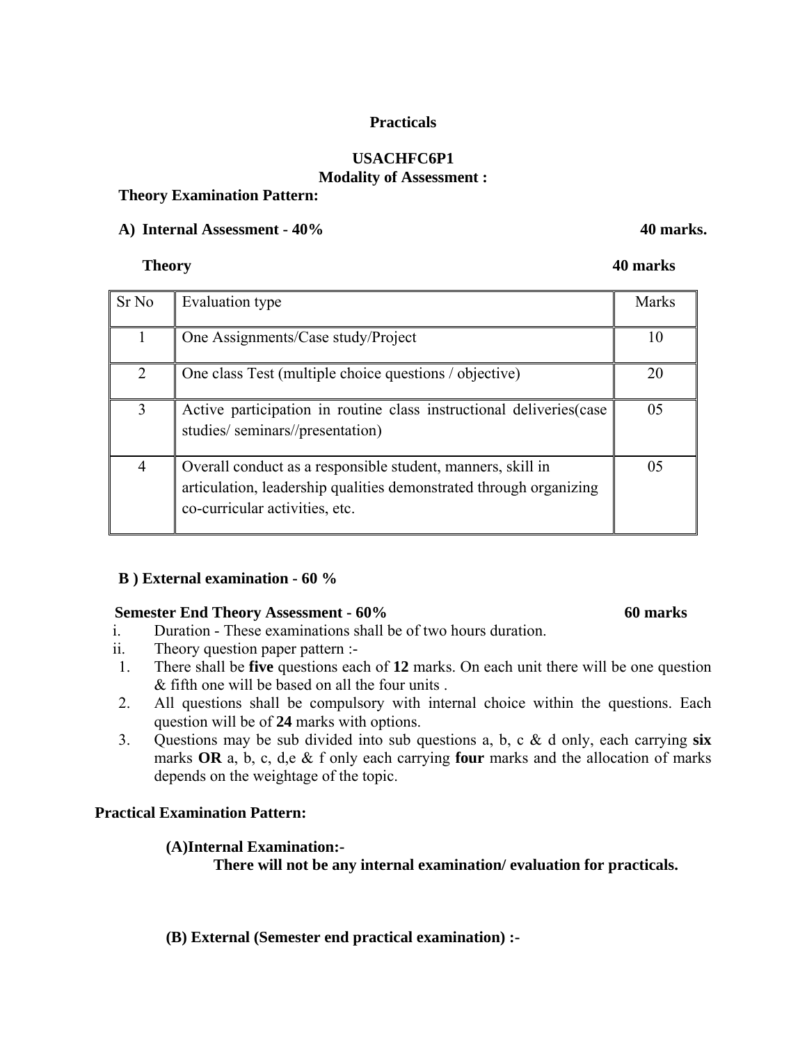## Practicals

### USACHFC6P1

**Modality of Assessment :**

**Theory Examination Pattern:**

**A) Internal Assessment - 40% 40 marks.**

**Theory 40 marks**

| Sr No | Evaluation type | Marks |
|---|---|---|
| 1 | One Assignments/Case study/Project | 10 |
| 2 | One class Test (multiple choice questions / objective) | 20 |
| 3 | Active participation in routine class instructional deliveries(case studies/ seminars//presentation) | 05 |
| 4 | Overall conduct as a responsible student, manners, skill in articulation, leadership qualities demonstrated through organizing co-curricular activities, etc. | 05 |

**B ) External examination - 60 %**

**Semester End Theory Assessment - 60% 60 marks**

i. Duration - These examinations shall be of two hours duration.

ii. Theory question paper pattern :-

1. There shall be **five** questions each of **12** marks. On each unit there will be one question & fifth one will be based on all the four units .
2. All questions shall be compulsory with internal choice within the questions. Each question will be of **24** marks with options.
3. Questions may be sub divided into sub questions a, b, c & d only, each carrying **six** marks **OR** a, b, c, d,e & f only each carrying **four** marks and the allocation of marks depends on the weightage of the topic.

**Practical Examination Pattern:**

**(A)Internal Examination:-**

**There will not be any internal examination/ evaluation for practicals.**

**(B) External (Semester end practical examination) :-**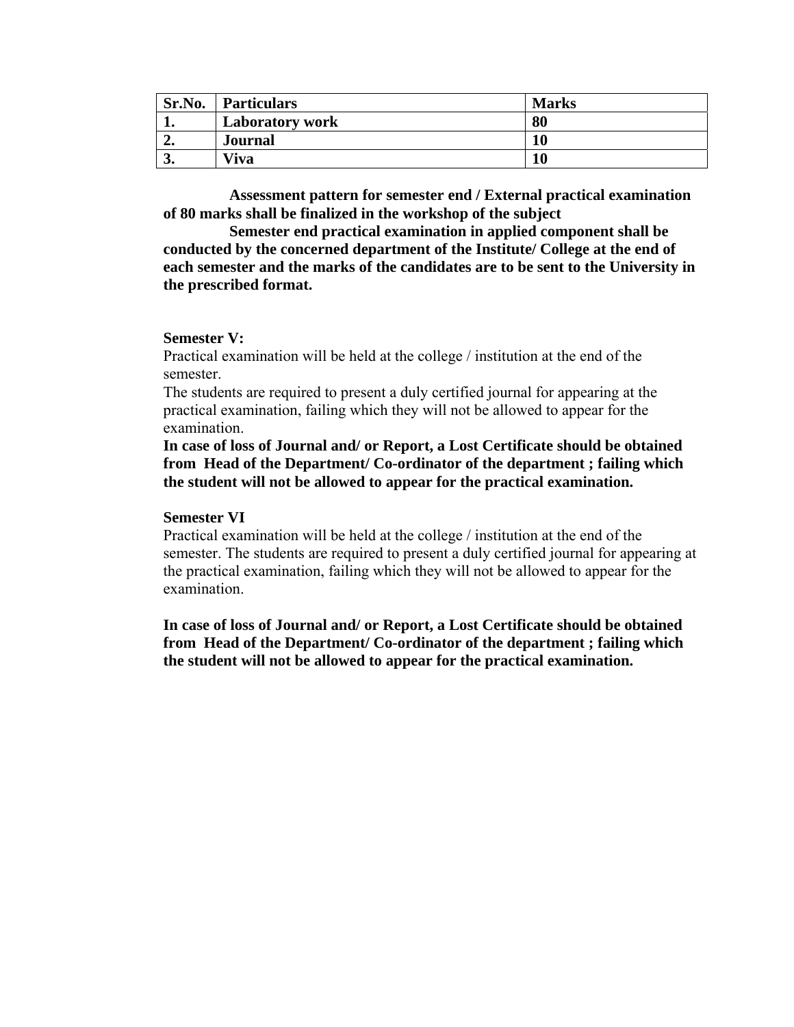| **Sr.No.** | **Particulars** | **Marks** |
|---|---|---|
| **1.** | **Laboratory work** | **80** |
| **2.** | **Journal** | **10** |
| **3.** | **Viva** | **10** |

**Assessment pattern for semester end / External practical examination of 80 marks shall be finalized in the workshop of the subject**

**Semester end practical examination in applied component shall be conducted by the concerned department of the Institute/ College at the end of each semester and the marks of the candidates are to be sent to the University in the prescribed format.**

**Semester V:**

Practical examination will be held at the college / institution at the end of the semester.

The students are required to present a duly certified journal for appearing at the practical examination, failing which they will not be allowed to appear for the examination.

**In case of loss of Journal and/ or Report, a Lost Certificate should be obtained from Head of the Department/ Co-ordinator of the department ; failing which the student will not be allowed to appear for the practical examination.**

**Semester VI**

Practical examination will be held at the college / institution at the end of the semester. The students are required to present a duly certified journal for appearing at the practical examination, failing which they will not be allowed to appear for the examination.

**In case of loss of Journal and/ or Report, a Lost Certificate should be obtained from Head of the Department/ Co-ordinator of the department ; failing which the student will not be allowed to appear for the practical examination.**